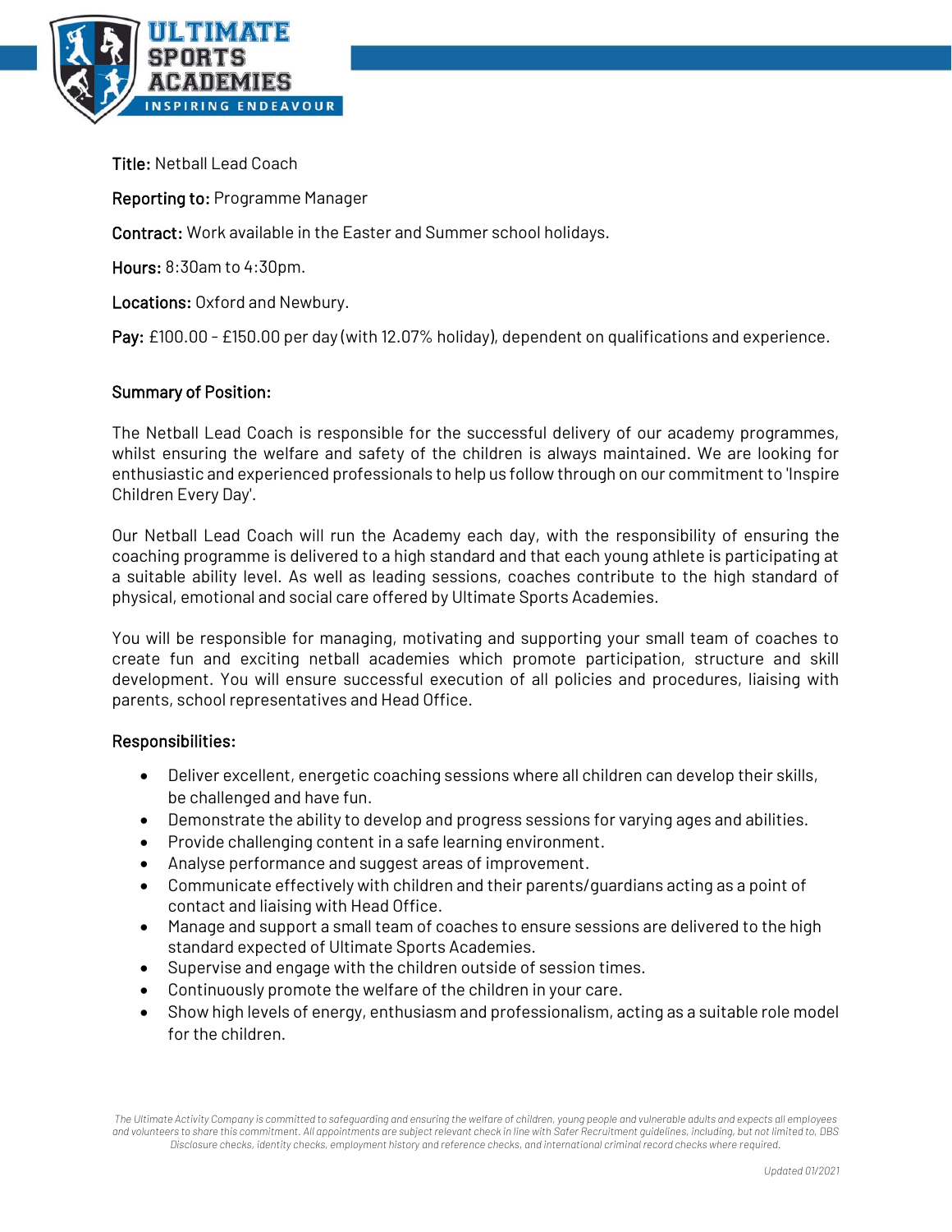**Title:** Netball Lead Coach

**Reporting to:** Programme Manager

**Contract:** Work available in the Easter and Summer school holidays.

**Hours:** 8:30am to 4:30pm.

**Locations:** Oxford and Newbury.

**Pay:** £100.00 - £150.00 per day (with 12.07% holiday), dependent on qualifications and experience.

## Summary of Position:

The Netball Lead Coach is responsible for the successful delivery of our academy programmes, whilst ensuring the welfare and safety of the children is always maintained. We are looking for enthusiastic and experienced professionals to help us follow through on our commitment to 'Inspire Children Every Day'.

Our Netball Lead Coach will run the Academy each day, with the responsibility of ensuring the coaching programme is delivered to a high standard and that each young athlete is participating at a suitable ability level. As well as leading sessions, coaches contribute to the high standard of physical, emotional and social care offered by Ultimate Sports Academies.

You will be responsible for managing, motivating and supporting your small team of coaches to create fun and exciting netball academies which promote participation, structure and skill development. You will ensure successful execution of all policies and procedures, liaising with parents, school representatives and Head Office.

## Responsibilities:

- Deliver excellent, energetic coaching sessions where all children can develop their skills, be challenged and have fun.
- Demonstrate the ability to develop and progress sessions for varying ages and abilities.
- Provide challenging content in a safe learning environment.
- Analyse performance and suggest areas of improvement.
- Communicate effectively with children and their parents/guardians acting as a point of contact and liaising with Head Office.
- Manage and support a small team of coaches to ensure sessions are delivered to the high standard expected of Ultimate Sports Academies.
- Supervise and engage with the children outside of session times.
- Continuously promote the welfare of the children in your care.
- Show high levels of energy, enthusiasm and professionalism, acting as a suitable role model for the children.

*The Ultimate Activity Company is committed to safeguarding and ensuring the welfare of children, young people and vulnerable adults and expects all employees and volunteers to share this commitment. All appointments are subject relevant check in line with Safer Recruitment guidelines, including, but not limited to, DBS Disclosure checks, identity checks, employment history and reference checks, and international criminal record checks where required.*

*Updated 01/2021*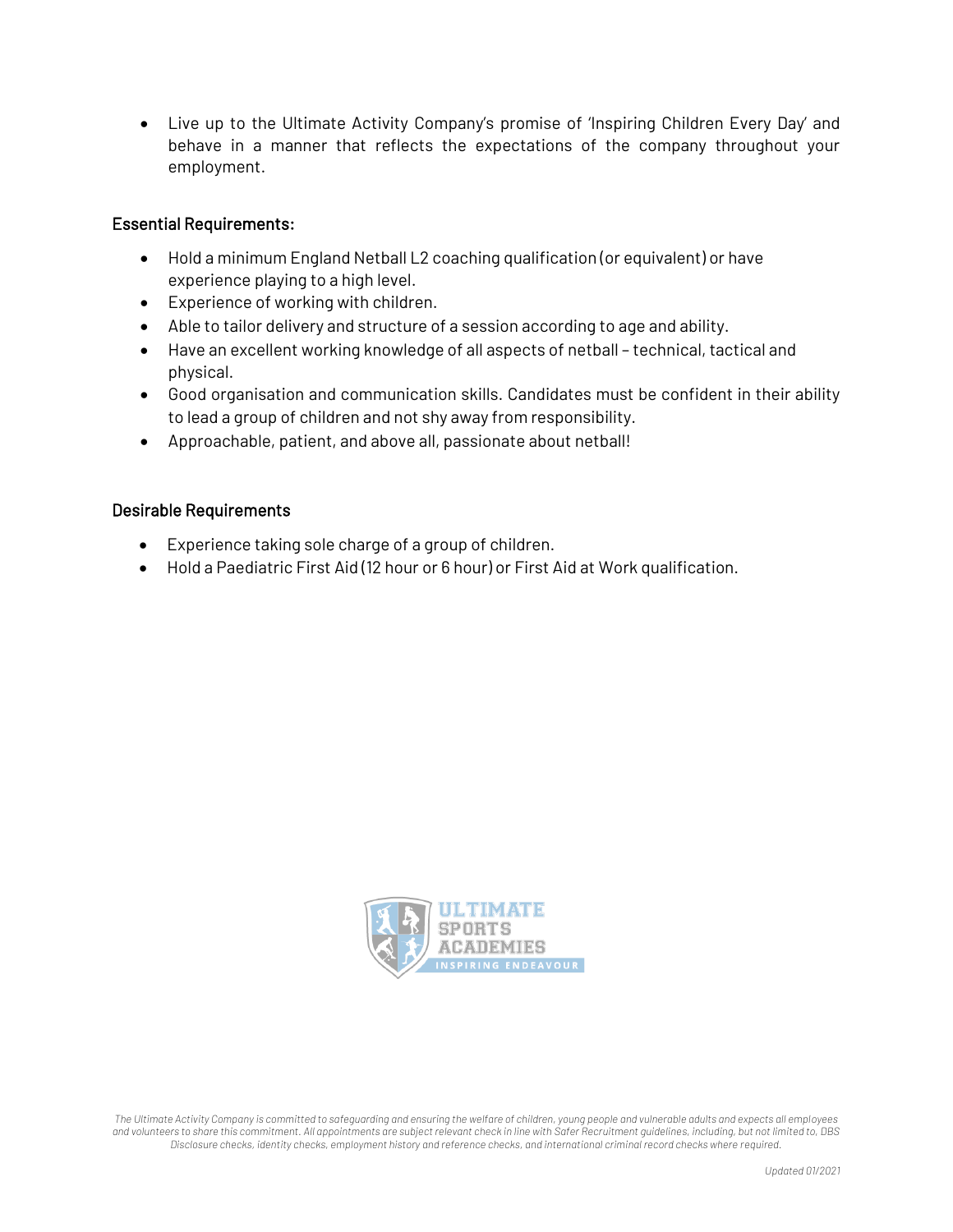- Live up to the Ultimate Activity Company's promise of 'Inspiring Children Every Day' and behave in a manner that reflects the expectations of the company throughout your employment.

## Essential Requirements:

- Hold a minimum England Netball L2 coaching qualification (or equivalent) or have experience playing to a high level.
- Experience of working with children.
- Able to tailor delivery and structure of a session according to age and ability.
- Have an excellent working knowledge of all aspects of netball – technical, tactical and physical.
- Good organisation and communication skills. Candidates must be confident in their ability to lead a group of children and not shy away from responsibility.
- Approachable, patient, and above all, passionate about netball!

## Desirable Requirements

- Experience taking sole charge of a group of children.
- Hold a Paediatric First Aid (12 hour or 6 hour) or First Aid at Work qualification.

ULTIMATE SPORTS ACADEMIES
INSPIRING ENDEAVOUR

*The Ultimate Activity Company is committed to safeguarding and ensuring the welfare of children, young people and vulnerable adults and expects all employees and volunteers to share this commitment. All appointments are subject relevant check in line with Safer Recruitment guidelines, including, but not limited to, DBS Disclosure checks, identity checks, employment history and reference checks, and international criminal record checks where required.*

*Updated 01/2021*